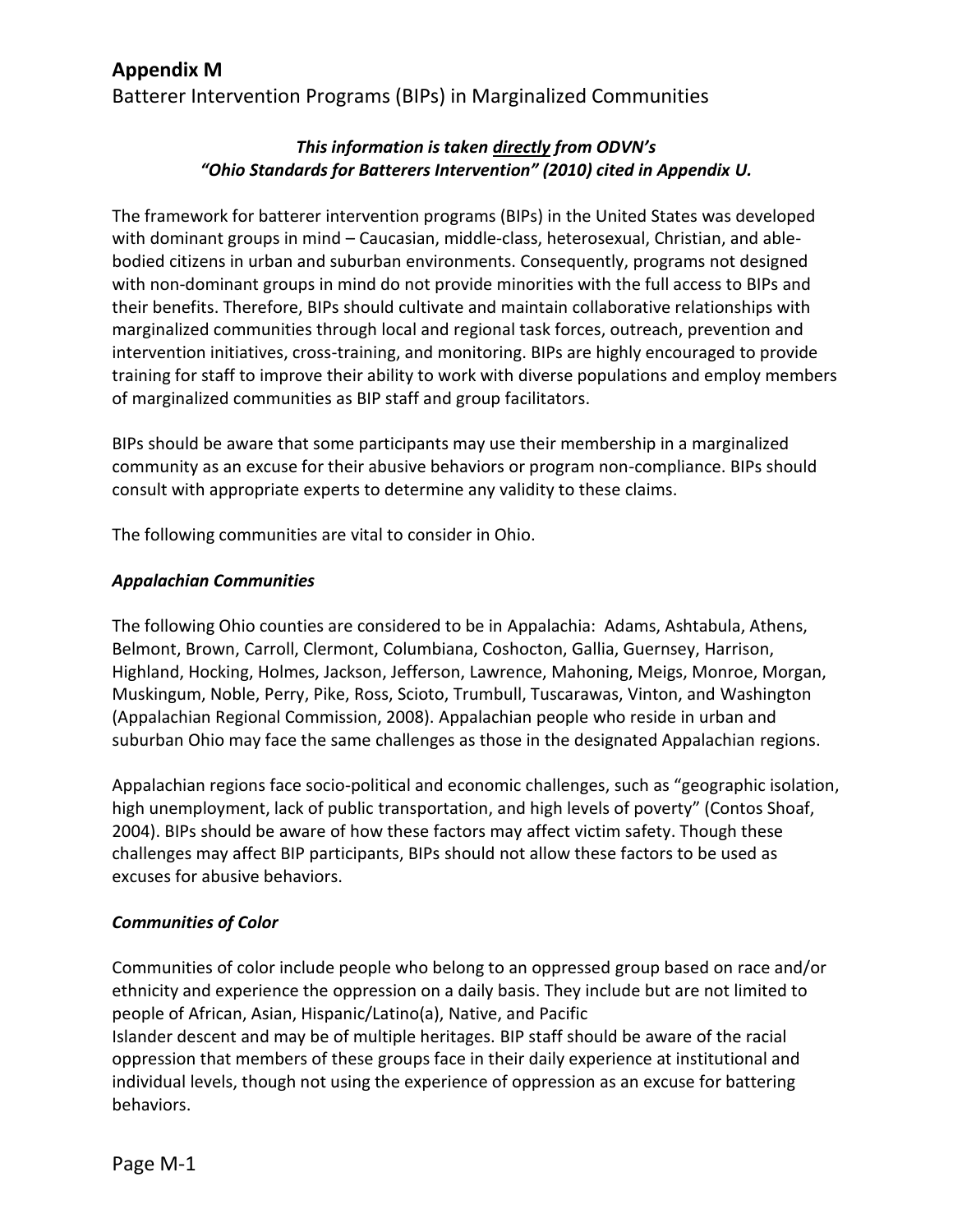# Appendix M

Batterer Intervention Programs (BIPs) in Marginalized Communities

***This information is taken <u>directly</u> from ODVN's "Ohio Standards for Batterers Intervention" (2010) cited in Appendix U.***

The framework for batterer intervention programs (BIPs) in the United States was developed with dominant groups in mind – Caucasian, middle-class, heterosexual, Christian, and able-bodied citizens in urban and suburban environments. Consequently, programs not designed with non-dominant groups in mind do not provide minorities with the full access to BIPs and their benefits. Therefore, BIPs should cultivate and maintain collaborative relationships with marginalized communities through local and regional task forces, outreach, prevention and intervention initiatives, cross-training, and monitoring. BIPs are highly encouraged to provide training for staff to improve their ability to work with diverse populations and employ members of marginalized communities as BIP staff and group facilitators.

BIPs should be aware that some participants may use their membership in a marginalized community as an excuse for their abusive behaviors or program non-compliance. BIPs should consult with appropriate experts to determine any validity to these claims.

The following communities are vital to consider in Ohio.

### *Appalachian Communities*

The following Ohio counties are considered to be in Appalachia: Adams, Ashtabula, Athens, Belmont, Brown, Carroll, Clermont, Columbiana, Coshocton, Gallia, Guernsey, Harrison, Highland, Hocking, Holmes, Jackson, Jefferson, Lawrence, Mahoning, Meigs, Monroe, Morgan, Muskingum, Noble, Perry, Pike, Ross, Scioto, Trumbull, Tuscarawas, Vinton, and Washington (Appalachian Regional Commission, 2008). Appalachian people who reside in urban and suburban Ohio may face the same challenges as those in the designated Appalachian regions.

Appalachian regions face socio-political and economic challenges, such as "geographic isolation, high unemployment, lack of public transportation, and high levels of poverty" (Contos Shoaf, 2004). BIPs should be aware of how these factors may affect victim safety. Though these challenges may affect BIP participants, BIPs should not allow these factors to be used as excuses for abusive behaviors.

### *Communities of Color*

Communities of color include people who belong to an oppressed group based on race and/or ethnicity and experience the oppression on a daily basis. They include but are not limited to people of African, Asian, Hispanic/Latino(a), Native, and Pacific Islander descent and may be of multiple heritages. BIP staff should be aware of the racial oppression that members of these groups face in their daily experience at institutional and individual levels, though not using the experience of oppression as an excuse for battering behaviors.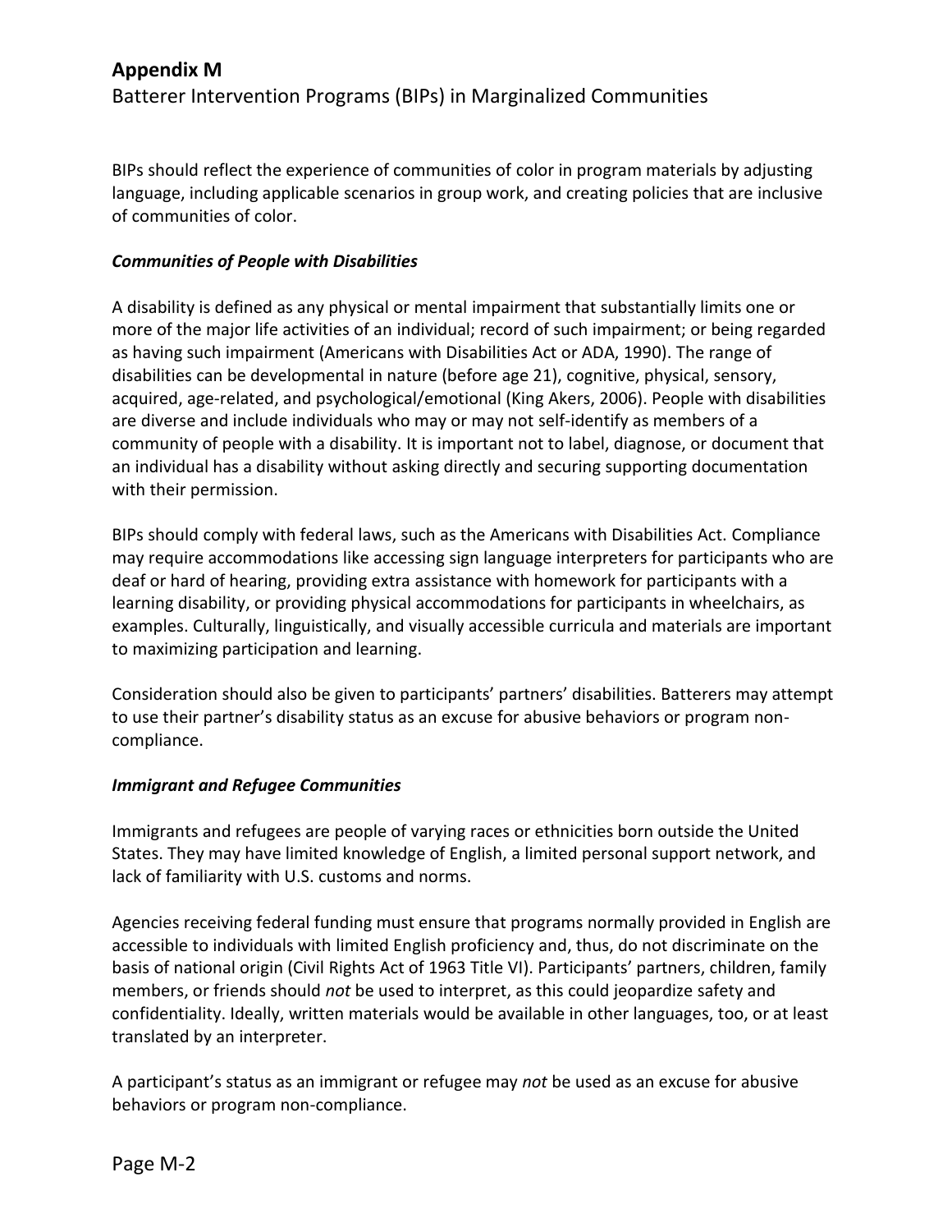BIPs should reflect the experience of communities of color in program materials by adjusting language, including applicable scenarios in group work, and creating policies that are inclusive of communities of color.

### *Communities of People with Disabilities*

A disability is defined as any physical or mental impairment that substantially limits one or more of the major life activities of an individual; record of such impairment; or being regarded as having such impairment (Americans with Disabilities Act or ADA, 1990). The range of disabilities can be developmental in nature (before age 21), cognitive, physical, sensory, acquired, age-related, and psychological/emotional (King Akers, 2006). People with disabilities are diverse and include individuals who may or may not self-identify as members of a community of people with a disability. It is important not to label, diagnose, or document that an individual has a disability without asking directly and securing supporting documentation with their permission.

BIPs should comply with federal laws, such as the Americans with Disabilities Act. Compliance may require accommodations like accessing sign language interpreters for participants who are deaf or hard of hearing, providing extra assistance with homework for participants with a learning disability, or providing physical accommodations for participants in wheelchairs, as examples. Culturally, linguistically, and visually accessible curricula and materials are important to maximizing participation and learning.

Consideration should also be given to participants' partners' disabilities. Batterers may attempt to use their partner's disability status as an excuse for abusive behaviors or program non-compliance.

### *Immigrant and Refugee Communities*

Immigrants and refugees are people of varying races or ethnicities born outside the United States. They may have limited knowledge of English, a limited personal support network, and lack of familiarity with U.S. customs and norms.

Agencies receiving federal funding must ensure that programs normally provided in English are accessible to individuals with limited English proficiency and, thus, do not discriminate on the basis of national origin (Civil Rights Act of 1963 Title VI). Participants' partners, children, family members, or friends should *not* be used to interpret, as this could jeopardize safety and confidentiality. Ideally, written materials would be available in other languages, too, or at least translated by an interpreter.

A participant's status as an immigrant or refugee may *not* be used as an excuse for abusive behaviors or program non-compliance.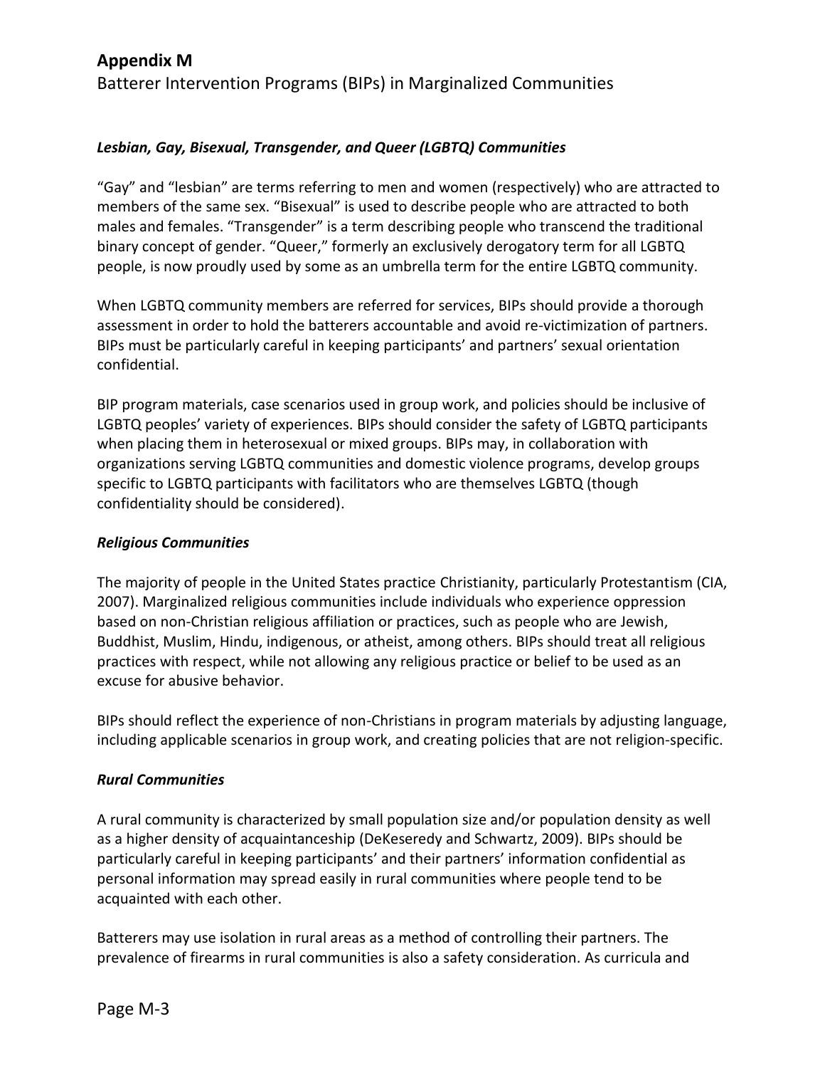## Appendix M

Batterer Intervention Programs (BIPs) in Marginalized Communities

### *Lesbian, Gay, Bisexual, Transgender, and Queer (LGBTQ) Communities*

"Gay" and "lesbian" are terms referring to men and women (respectively) who are attracted to members of the same sex. "Bisexual" is used to describe people who are attracted to both males and females. "Transgender" is a term describing people who transcend the traditional binary concept of gender. "Queer," formerly an exclusively derogatory term for all LGBTQ people, is now proudly used by some as an umbrella term for the entire LGBTQ community.

When LGBTQ community members are referred for services, BIPs should provide a thorough assessment in order to hold the batterers accountable and avoid re-victimization of partners. BIPs must be particularly careful in keeping participants' and partners' sexual orientation confidential.

BIP program materials, case scenarios used in group work, and policies should be inclusive of LGBTQ peoples' variety of experiences. BIPs should consider the safety of LGBTQ participants when placing them in heterosexual or mixed groups. BIPs may, in collaboration with organizations serving LGBTQ communities and domestic violence programs, develop groups specific to LGBTQ participants with facilitators who are themselves LGBTQ (though confidentiality should be considered).

### *Religious Communities*

The majority of people in the United States practice Christianity, particularly Protestantism (CIA, 2007). Marginalized religious communities include individuals who experience oppression based on non-Christian religious affiliation or practices, such as people who are Jewish, Buddhist, Muslim, Hindu, indigenous, or atheist, among others. BIPs should treat all religious practices with respect, while not allowing any religious practice or belief to be used as an excuse for abusive behavior.

BIPs should reflect the experience of non-Christians in program materials by adjusting language, including applicable scenarios in group work, and creating policies that are not religion-specific.

### *Rural Communities*

A rural community is characterized by small population size and/or population density as well as a higher density of acquaintanceship (DeKeseredy and Schwartz, 2009). BIPs should be particularly careful in keeping participants' and their partners' information confidential as personal information may spread easily in rural communities where people tend to be acquainted with each other.

Batterers may use isolation in rural areas as a method of controlling their partners. The prevalence of firearms in rural communities is also a safety consideration. As curricula and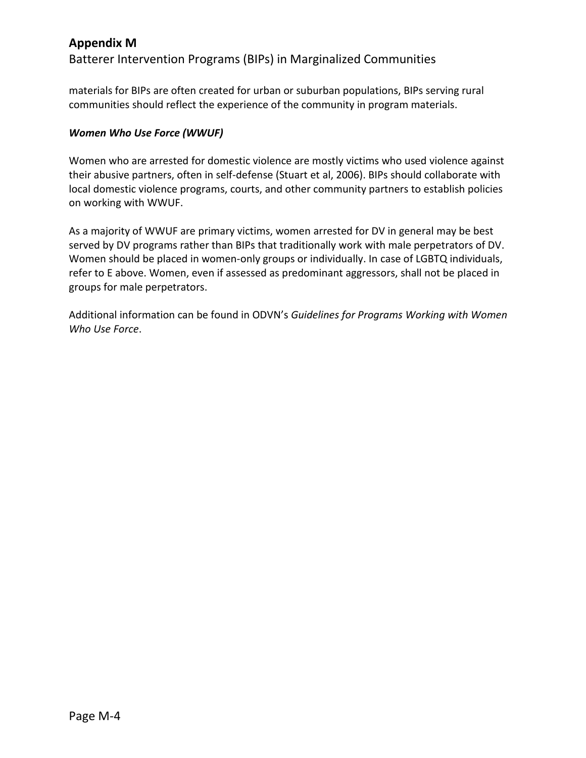materials for BIPs are often created for urban or suburban populations, BIPs serving rural communities should reflect the experience of the community in program materials.

***Women Who Use Force (WWUF)***

Women who are arrested for domestic violence are mostly victims who used violence against their abusive partners, often in self-defense (Stuart et al, 2006). BIPs should collaborate with local domestic violence programs, courts, and other community partners to establish policies on working with WWUF.

As a majority of WWUF are primary victims, women arrested for DV in general may be best served by DV programs rather than BIPs that traditionally work with male perpetrators of DV. Women should be placed in women-only groups or individually. In case of LGBTQ individuals, refer to E above. Women, even if assessed as predominant aggressors, shall not be placed in groups for male perpetrators.

Additional information can be found in ODVN's *Guidelines for Programs Working with Women Who Use Force*.